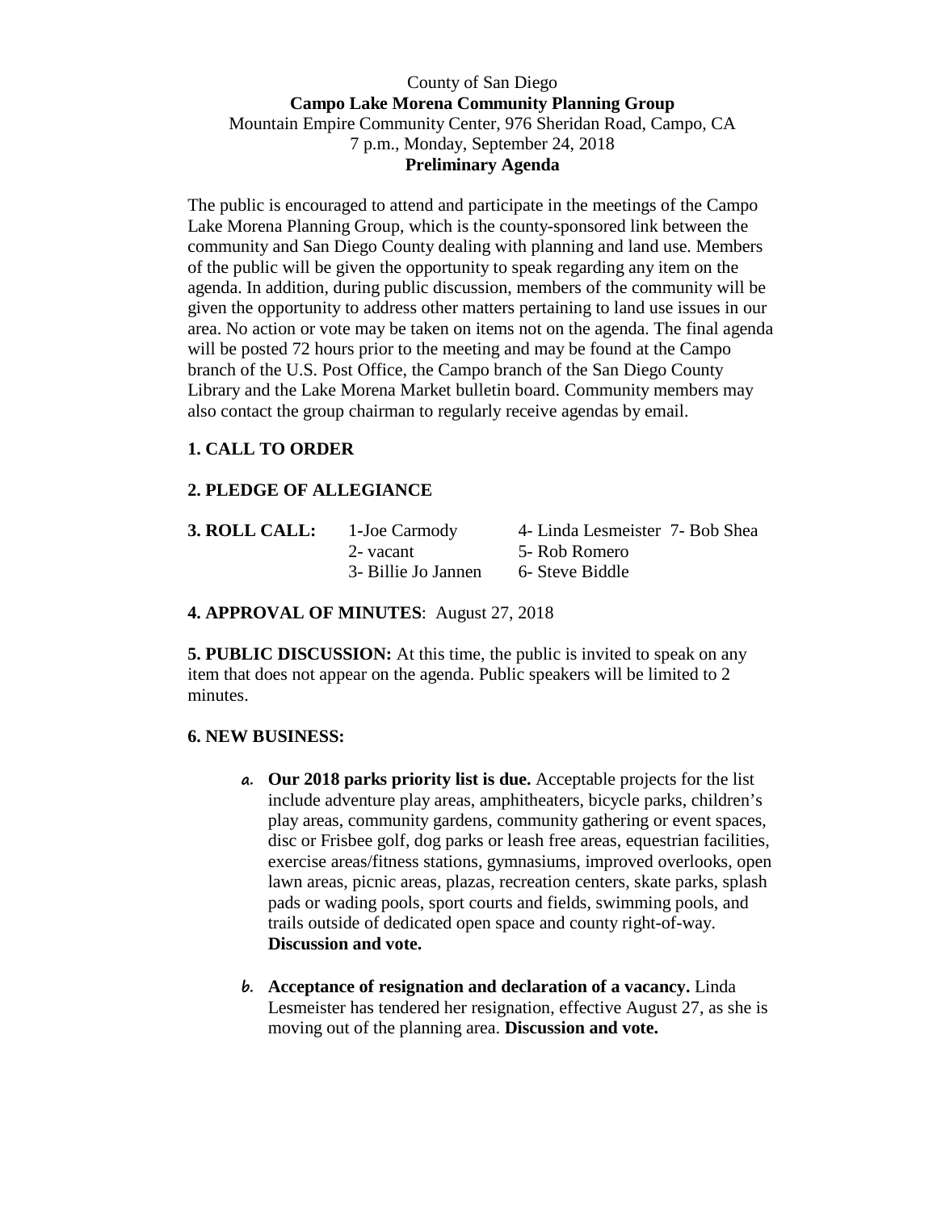County of San Diego

**Campo Lake Morena Community Planning Group**

Mountain Empire Community Center, 976 Sheridan Road, Campo, CA

7 p.m., Monday, September 24, 2018

**Preliminary Agenda**

The public is encouraged to attend and participate in the meetings of the Campo Lake Morena Planning Group, which is the county-sponsored link between the community and San Diego County dealing with planning and land use. Members of the public will be given the opportunity to speak regarding any item on the agenda. In addition, during public discussion, members of the community will be given the opportunity to address other matters pertaining to land use issues in our area. No action or vote may be taken on items not on the agenda. The final agenda will be posted 72 hours prior to the meeting and may be found at the Campo branch of the U.S. Post Office, the Campo branch of the San Diego County Library and the Lake Morena Market bulletin board. Community members may also contact the group chairman to regularly receive agendas by email.

**1. CALL TO ORDER**

**2. PLEDGE OF ALLEGIANCE**

**3. ROLL CALL:**

| | | |
|---|---|---|
| 1-Joe Carmody | 4- Linda Lesmeister | 7- Bob Shea |
| 2- vacant | 5- Rob Romero | |
| 3- Billie Jo Jannen | 6- Steve Biddle | |

**4. APPROVAL OF MINUTES**: August 27, 2018

**5. PUBLIC DISCUSSION:** At this time, the public is invited to speak on any item that does not appear on the agenda. Public speakers will be limited to 2 minutes.

**6. NEW BUSINESS:**

a. **Our 2018 parks priority list is due.** Acceptable projects for the list include adventure play areas, amphitheaters, bicycle parks, children's play areas, community gardens, community gathering or event spaces, disc or Frisbee golf, dog parks or leash free areas, equestrian facilities, exercise areas/fitness stations, gymnasiums, improved overlooks, open lawn areas, picnic areas, plazas, recreation centers, skate parks, splash pads or wading pools, sport courts and fields, swimming pools, and trails outside of dedicated open space and county right-of-way. **Discussion and vote.**

b. **Acceptance of resignation and declaration of a vacancy.** Linda Lesmeister has tendered her resignation, effective August 27, as she is moving out of the planning area. **Discussion and vote.**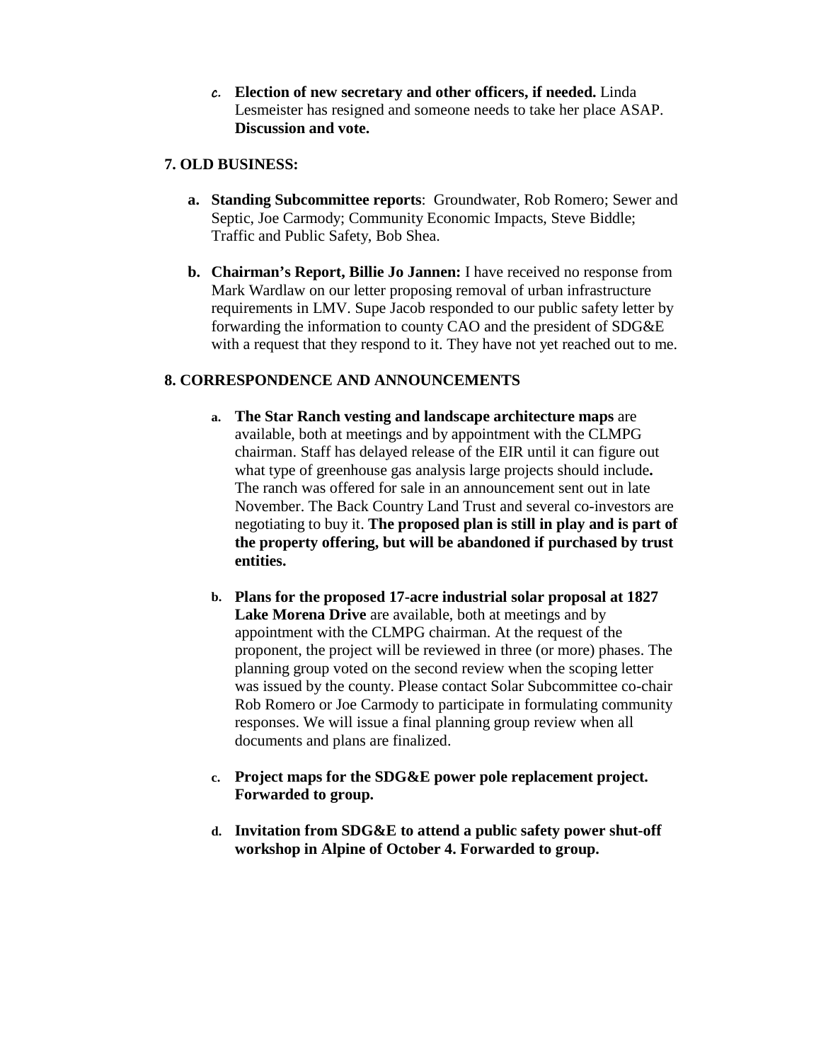c. **Election of new secretary and other officers, if needed.** Linda Lesmeister has resigned and someone needs to take her place ASAP. **Discussion and vote.**

**7. OLD BUSINESS:**

a. **Standing Subcommittee reports**: Groundwater, Rob Romero; Sewer and Septic, Joe Carmody; Community Economic Impacts, Steve Biddle; Traffic and Public Safety, Bob Shea.

b. **Chairman's Report, Billie Jo Jannen:** I have received no response from Mark Wardlaw on our letter proposing removal of urban infrastructure requirements in LMV. Supe Jacob responded to our public safety letter by forwarding the information to county CAO and the president of SDG&E with a request that they respond to it. They have not yet reached out to me.

**8. CORRESPONDENCE AND ANNOUNCEMENTS**

a. **The Star Ranch vesting and landscape architecture maps** are available, both at meetings and by appointment with the CLMPG chairman. Staff has delayed release of the EIR until it can figure out what type of greenhouse gas analysis large projects should include**.** The ranch was offered for sale in an announcement sent out in late November. The Back Country Land Trust and several co-investors are negotiating to buy it. **The proposed plan is still in play and is part of the property offering, but will be abandoned if purchased by trust entities.**

b. **Plans for the proposed 17-acre industrial solar proposal at 1827 Lake Morena Drive** are available, both at meetings and by appointment with the CLMPG chairman. At the request of the proponent, the project will be reviewed in three (or more) phases. The planning group voted on the second review when the scoping letter was issued by the county. Please contact Solar Subcommittee co-chair Rob Romero or Joe Carmody to participate in formulating community responses. We will issue a final planning group review when all documents and plans are finalized.

c. **Project maps for the SDG&E power pole replacement project. Forwarded to group.**

d. **Invitation from SDG&E to attend a public safety power shut-off workshop in Alpine of October 4. Forwarded to group.**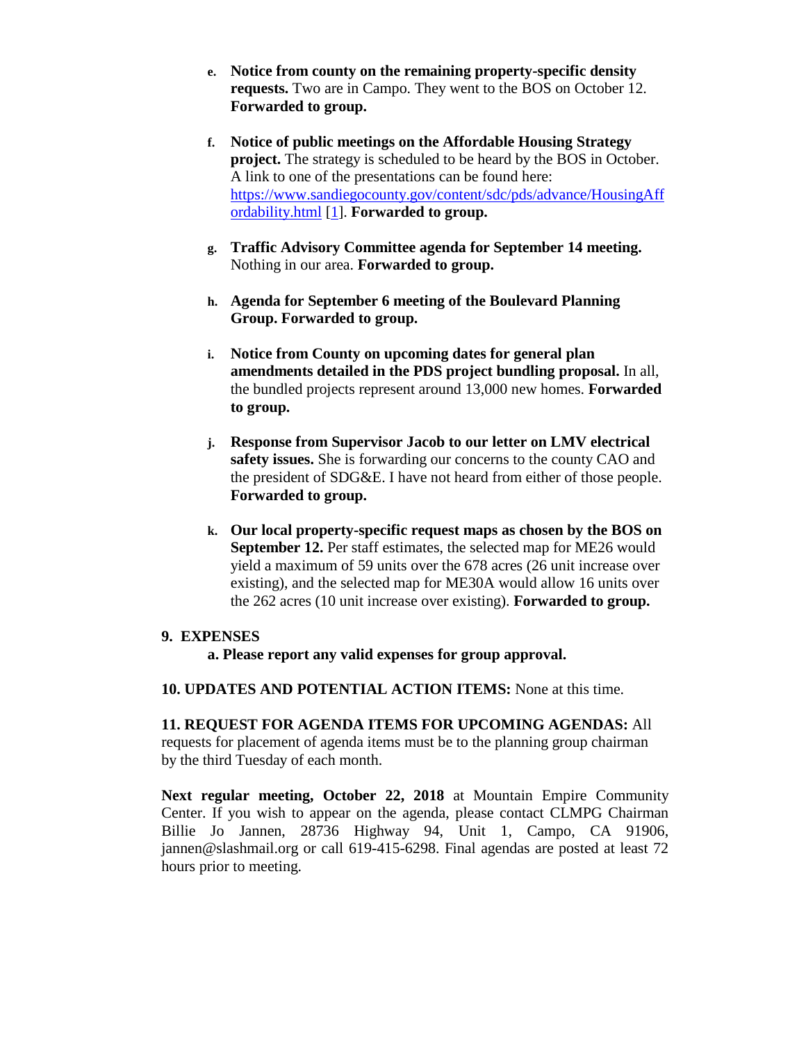e. **Notice from county on the remaining property-specific density requests.** Two are in Campo. They went to the BOS on October 12. **Forwarded to group.**

f. **Notice of public meetings on the Affordable Housing Strategy project.** The strategy is scheduled to be heard by the BOS in October. A link to one of the presentations can be found here: https://www.sandiegocounty.gov/content/sdc/pds/advance/HousingAffordability.html [1]. **Forwarded to group.**

g. **Traffic Advisory Committee agenda for September 14 meeting.** Nothing in our area. **Forwarded to group.**

h. **Agenda for September 6 meeting of the Boulevard Planning Group. Forwarded to group.**

i. **Notice from County on upcoming dates for general plan amendments detailed in the PDS project bundling proposal.** In all, the bundled projects represent around 13,000 new homes. **Forwarded to group.**

j. **Response from Supervisor Jacob to our letter on LMV electrical safety issues.** She is forwarding our concerns to the county CAO and the president of SDG&E. I have not heard from either of those people. **Forwarded to group.**

k. **Our local property-specific request maps as chosen by the BOS on September 12.** Per staff estimates, the selected map for ME26 would yield a maximum of 59 units over the 678 acres (26 unit increase over existing), and the selected map for ME30A would allow 16 units over the 262 acres (10 unit increase over existing). **Forwarded to group.**

**9. EXPENSES**

**a. Please report any valid expenses for group approval.**

**10. UPDATES AND POTENTIAL ACTION ITEMS:** None at this time.

**11. REQUEST FOR AGENDA ITEMS FOR UPCOMING AGENDAS:** All requests for placement of agenda items must be to the planning group chairman by the third Tuesday of each month.

**Next regular meeting, October 22, 2018** at Mountain Empire Community Center. If you wish to appear on the agenda, please contact CLMPG Chairman Billie Jo Jannen, 28736 Highway 94, Unit 1, Campo, CA 91906, jannen@slashmail.org or call 619-415-6298. Final agendas are posted at least 72 hours prior to meeting.